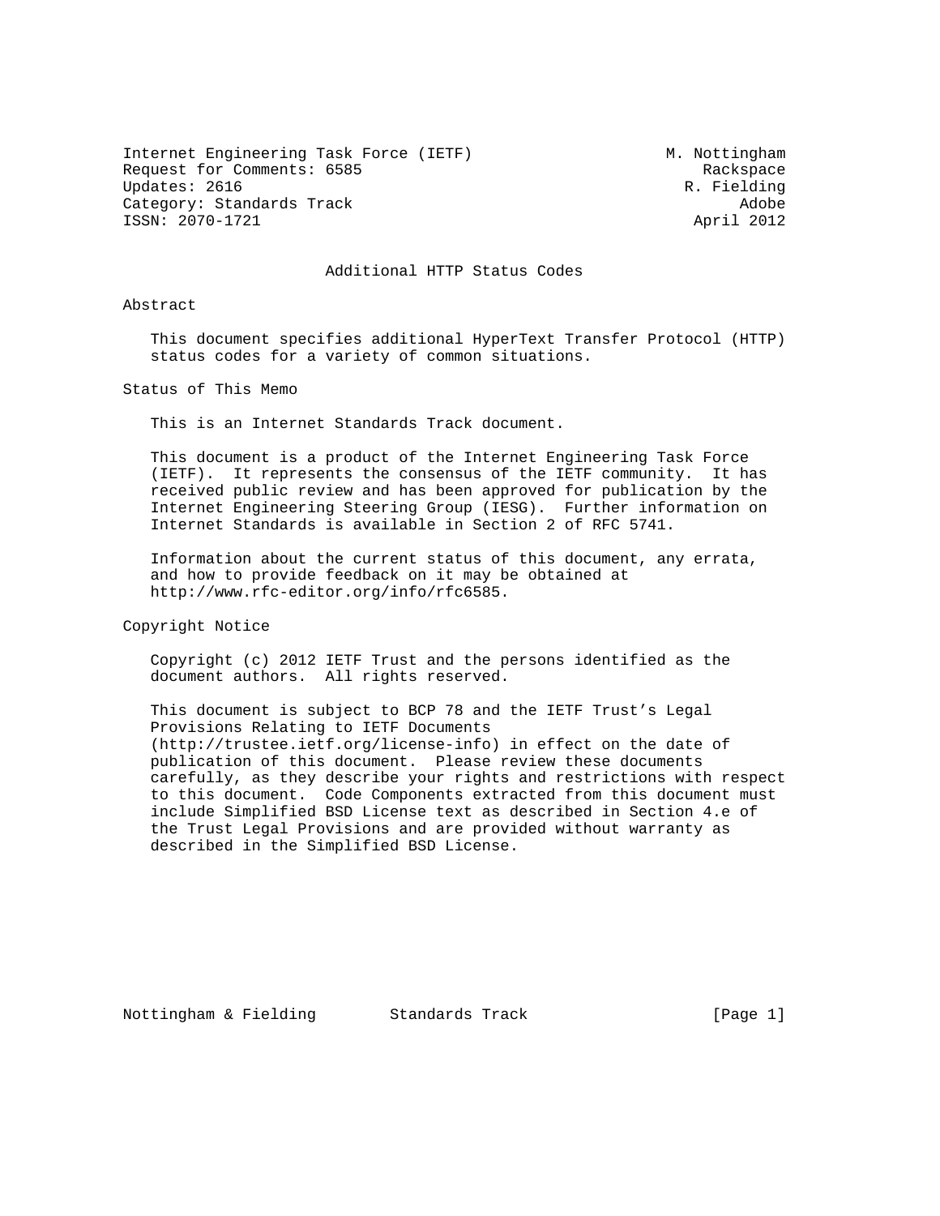Internet Engineering Task Force (IETF) M. Nottingham
Request for Comments: 6585 Rackspace
Updates: 2616 R. Fielding
Category: Standards Track Adobe
ISSN: 2070-1721 April 2012

# Additional HTTP Status Codes

## Abstract

This document specifies additional HyperText Transfer Protocol (HTTP) status codes for a variety of common situations.

## Status of This Memo

This is an Internet Standards Track document.

This document is a product of the Internet Engineering Task Force (IETF). It represents the consensus of the IETF community. It has received public review and has been approved for publication by the Internet Engineering Steering Group (IESG). Further information on Internet Standards is available in Section 2 of RFC 5741.

Information about the current status of this document, any errata, and how to provide feedback on it may be obtained at http://www.rfc-editor.org/info/rfc6585.

## Copyright Notice

Copyright (c) 2012 IETF Trust and the persons identified as the document authors. All rights reserved.

This document is subject to BCP 78 and the IETF Trust's Legal Provisions Relating to IETF Documents (http://trustee.ietf.org/license-info) in effect on the date of publication of this document. Please review these documents carefully, as they describe your rights and restrictions with respect to this document. Code Components extracted from this document must include Simplified BSD License text as described in Section 4.e of the Trust Legal Provisions and are provided without warranty as described in the Simplified BSD License.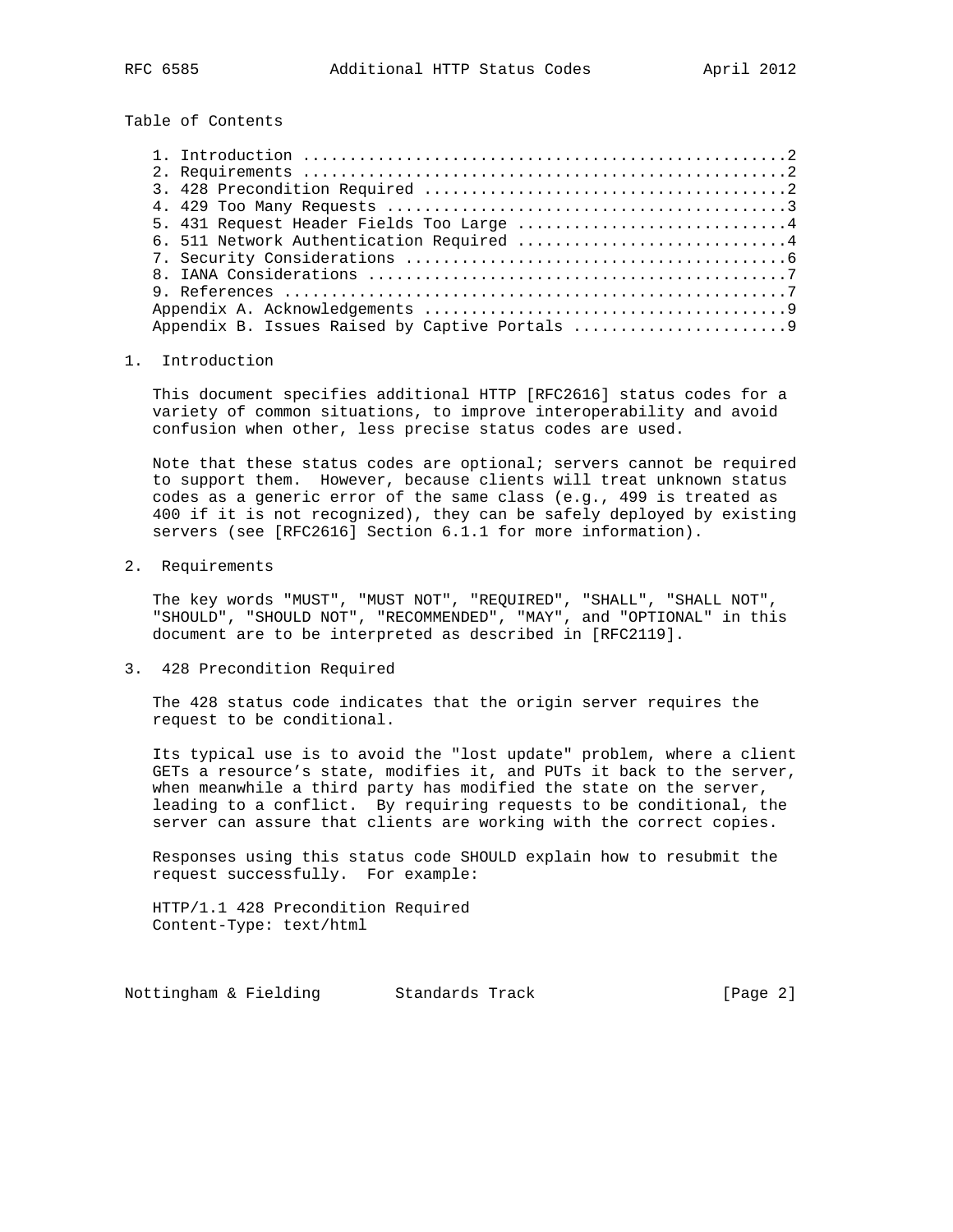Table of Contents

```
1. Introduction ....................................................2
2. Requirements ....................................................2
3. 428 Precondition Required .......................................2
4. 429 Too Many Requests ...........................................3
5. 431 Request Header Fields Too Large .............................4
6. 511 Network Authentication Required .............................4
7. Security Considerations .........................................6
8. IANA Considerations .............................................7
9. References ......................................................7
Appendix A. Acknowledgements .......................................9
Appendix B. Issues Raised by Captive Portals .......................9
```

## 1. Introduction

This document specifies additional HTTP [RFC2616] status codes for a variety of common situations, to improve interoperability and avoid confusion when other, less precise status codes are used.

Note that these status codes are optional; servers cannot be required to support them. However, because clients will treat unknown status codes as a generic error of the same class (e.g., 499 is treated as 400 if it is not recognized), they can be safely deployed by existing servers (see [RFC2616] Section 6.1.1 for more information).

## 2. Requirements

The key words "MUST", "MUST NOT", "REQUIRED", "SHALL", "SHALL NOT", "SHOULD", "SHOULD NOT", "RECOMMENDED", "MAY", and "OPTIONAL" in this document are to be interpreted as described in [RFC2119].

## 3. 428 Precondition Required

The 428 status code indicates that the origin server requires the request to be conditional.

Its typical use is to avoid the "lost update" problem, where a client GETs a resource's state, modifies it, and PUTs it back to the server, when meanwhile a third party has modified the state on the server, leading to a conflict. By requiring requests to be conditional, the server can assure that clients are working with the correct copies.

Responses using this status code SHOULD explain how to resubmit the request successfully. For example:

```
HTTP/1.1 428 Precondition Required
Content-Type: text/html
```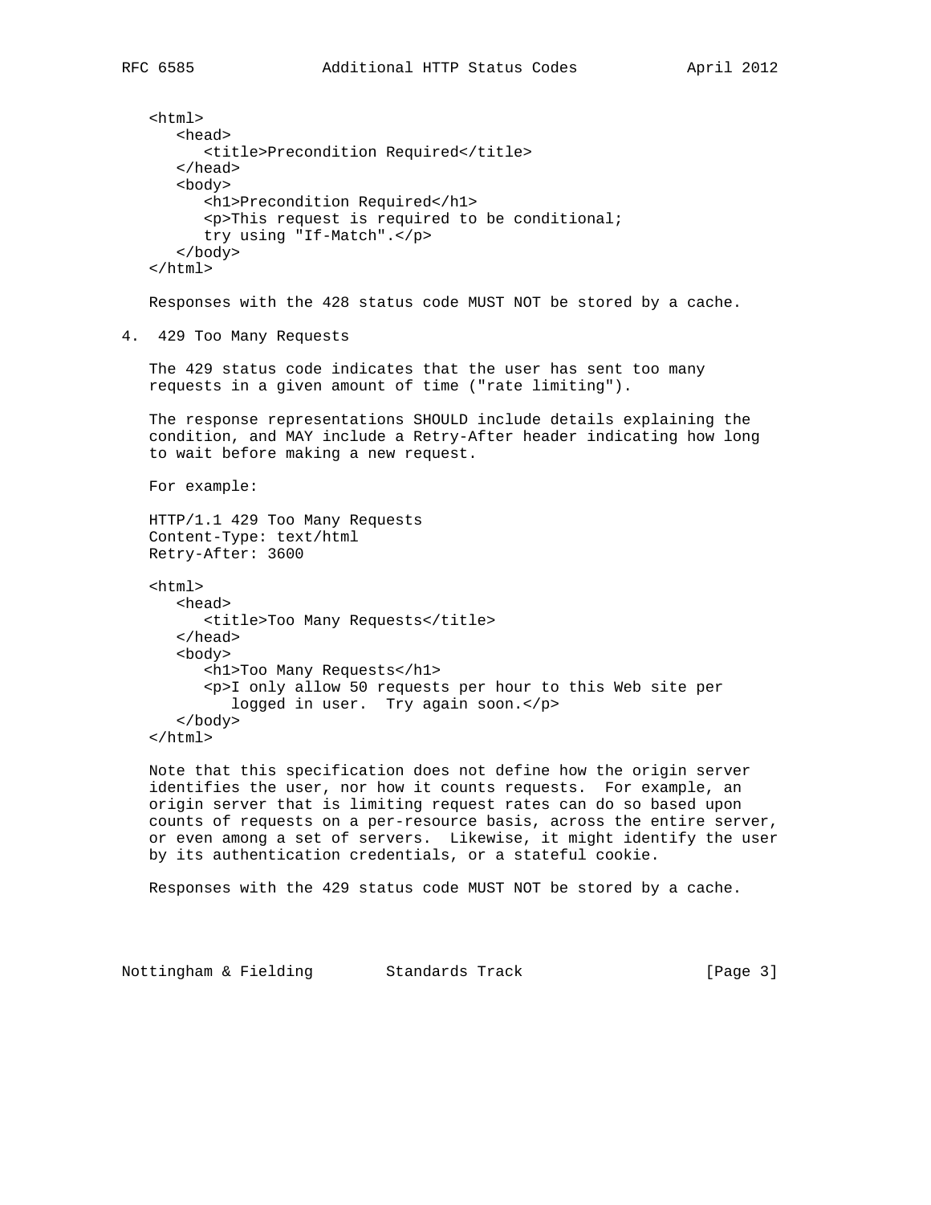```
<html>
   <head>
      <title>Precondition Required</title>
   </head>
   <body>
      <h1>Precondition Required</h1>
      <p>This request is required to be conditional;
      try using "If-Match".</p>
   </body>
</html>
```

Responses with the 428 status code MUST NOT be stored by a cache.

## 4. 429 Too Many Requests

The 429 status code indicates that the user has sent too many requests in a given amount of time ("rate limiting").

The response representations SHOULD include details explaining the condition, and MAY include a Retry-After header indicating how long to wait before making a new request.

For example:

```
HTTP/1.1 429 Too Many Requests
Content-Type: text/html
Retry-After: 3600

<html>
   <head>
      <title>Too Many Requests</title>
   </head>
   <body>
      <h1>Too Many Requests</h1>
      <p>I only allow 50 requests per hour to this Web site per
         logged in user.  Try again soon.</p>
   </body>
</html>
```

Note that this specification does not define how the origin server identifies the user, nor how it counts requests. For example, an origin server that is limiting request rates can do so based upon counts of requests on a per-resource basis, across the entire server, or even among a set of servers. Likewise, it might identify the user by its authentication credentials, or a stateful cookie.

Responses with the 429 status code MUST NOT be stored by a cache.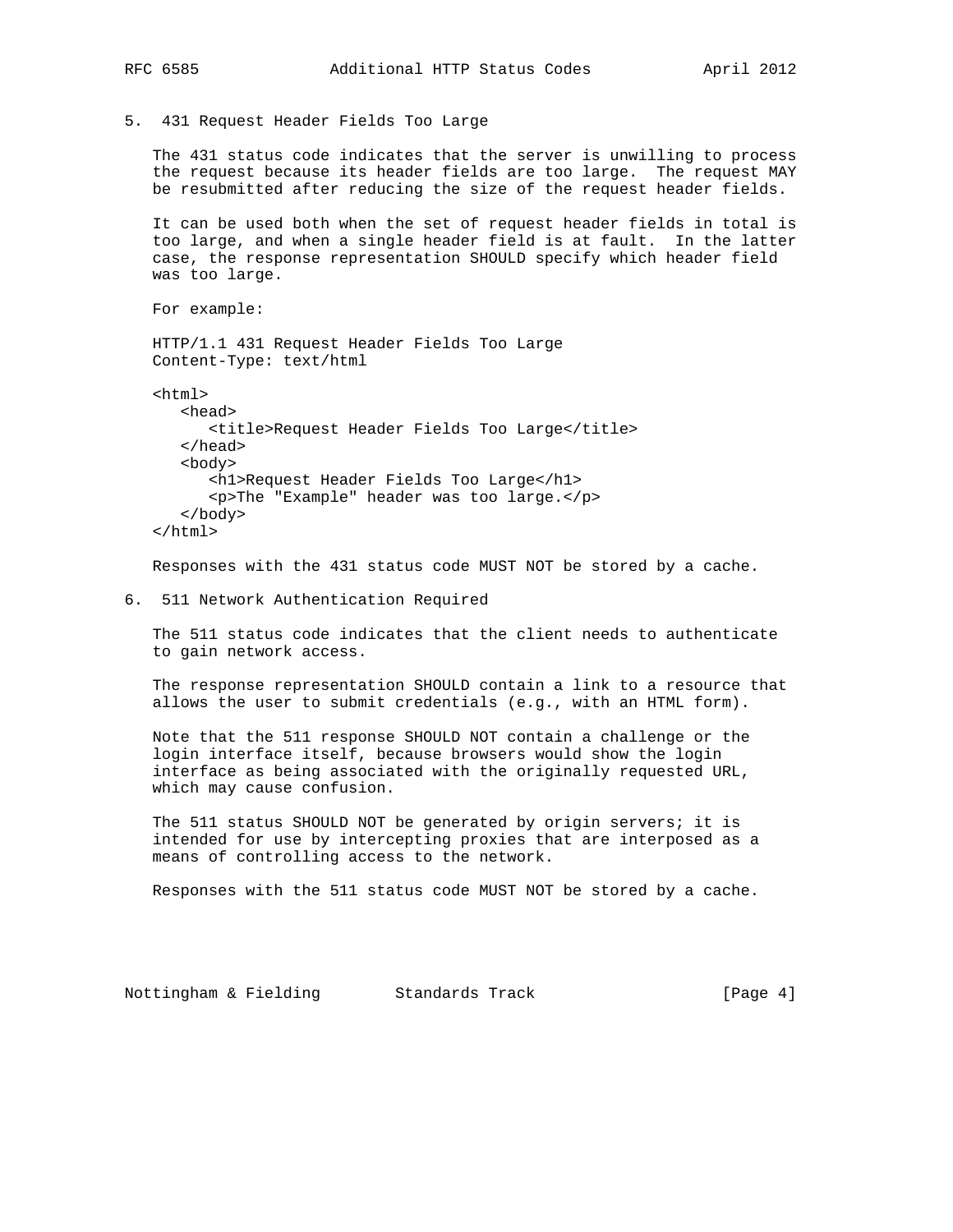## 5. 431 Request Header Fields Too Large

The 431 status code indicates that the server is unwilling to process the request because its header fields are too large. The request MAY be resubmitted after reducing the size of the request header fields.

It can be used both when the set of request header fields in total is too large, and when a single header field is at fault. In the latter case, the response representation SHOULD specify which header field was too large.

For example:

```
HTTP/1.1 431 Request Header Fields Too Large
Content-Type: text/html

<html>
   <head>
      <title>Request Header Fields Too Large</title>
   </head>
   <body>
      <h1>Request Header Fields Too Large</h1>
      <p>The "Example" header was too large.</p>
   </body>
</html>
```

Responses with the 431 status code MUST NOT be stored by a cache.

## 6. 511 Network Authentication Required

The 511 status code indicates that the client needs to authenticate to gain network access.

The response representation SHOULD contain a link to a resource that allows the user to submit credentials (e.g., with an HTML form).

Note that the 511 response SHOULD NOT contain a challenge or the login interface itself, because browsers would show the login interface as being associated with the originally requested URL, which may cause confusion.

The 511 status SHOULD NOT be generated by origin servers; it is intended for use by intercepting proxies that are interposed as a means of controlling access to the network.

Responses with the 511 status code MUST NOT be stored by a cache.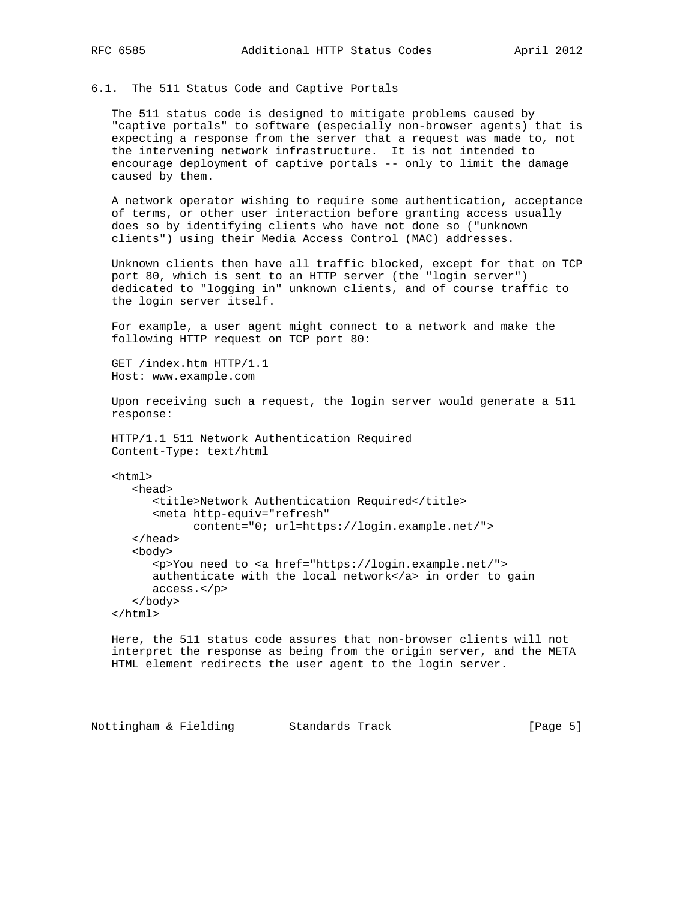### 6.1. The 511 Status Code and Captive Portals

The 511 status code is designed to mitigate problems caused by "captive portals" to software (especially non-browser agents) that is expecting a response from the server that a request was made to, not the intervening network infrastructure. It is not intended to encourage deployment of captive portals -- only to limit the damage caused by them.

A network operator wishing to require some authentication, acceptance of terms, or other user interaction before granting access usually does so by identifying clients who have not done so ("unknown clients") using their Media Access Control (MAC) addresses.

Unknown clients then have all traffic blocked, except for that on TCP port 80, which is sent to an HTTP server (the "login server") dedicated to "logging in" unknown clients, and of course traffic to the login server itself.

For example, a user agent might connect to a network and make the following HTTP request on TCP port 80:

```
GET /index.htm HTTP/1.1
Host: www.example.com
```

Upon receiving such a request, the login server would generate a 511 response:

```
HTTP/1.1 511 Network Authentication Required
Content-Type: text/html

<html>
   <head>
      <title>Network Authentication Required</title>
      <meta http-equiv="refresh"
            content="0; url=https://login.example.net/">
   </head>
   <body>
      <p>You need to <a href="https://login.example.net/">
      authenticate with the local network</a> in order to gain
      access.</p>
   </body>
</html>
```

Here, the 511 status code assures that non-browser clients will not interpret the response as being from the origin server, and the META HTML element redirects the user agent to the login server.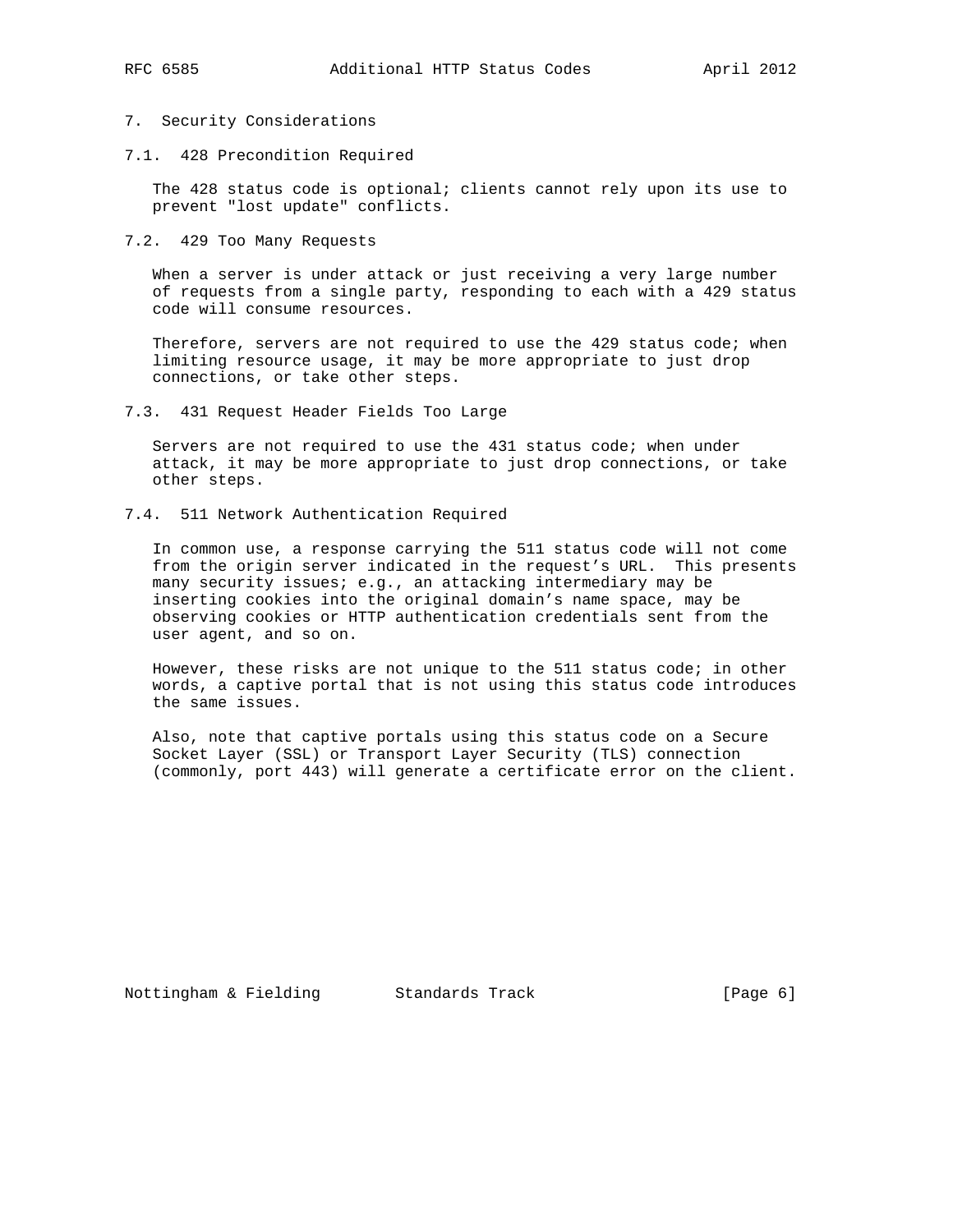## 7. Security Considerations

### 7.1. 428 Precondition Required

The 428 status code is optional; clients cannot rely upon its use to prevent "lost update" conflicts.

### 7.2. 429 Too Many Requests

When a server is under attack or just receiving a very large number of requests from a single party, responding to each with a 429 status code will consume resources.

Therefore, servers are not required to use the 429 status code; when limiting resource usage, it may be more appropriate to just drop connections, or take other steps.

### 7.3. 431 Request Header Fields Too Large

Servers are not required to use the 431 status code; when under attack, it may be more appropriate to just drop connections, or take other steps.

### 7.4. 511 Network Authentication Required

In common use, a response carrying the 511 status code will not come from the origin server indicated in the request's URL. This presents many security issues; e.g., an attacking intermediary may be inserting cookies into the original domain's name space, may be observing cookies or HTTP authentication credentials sent from the user agent, and so on.

However, these risks are not unique to the 511 status code; in other words, a captive portal that is not using this status code introduces the same issues.

Also, note that captive portals using this status code on a Secure Socket Layer (SSL) or Transport Layer Security (TLS) connection (commonly, port 443) will generate a certificate error on the client.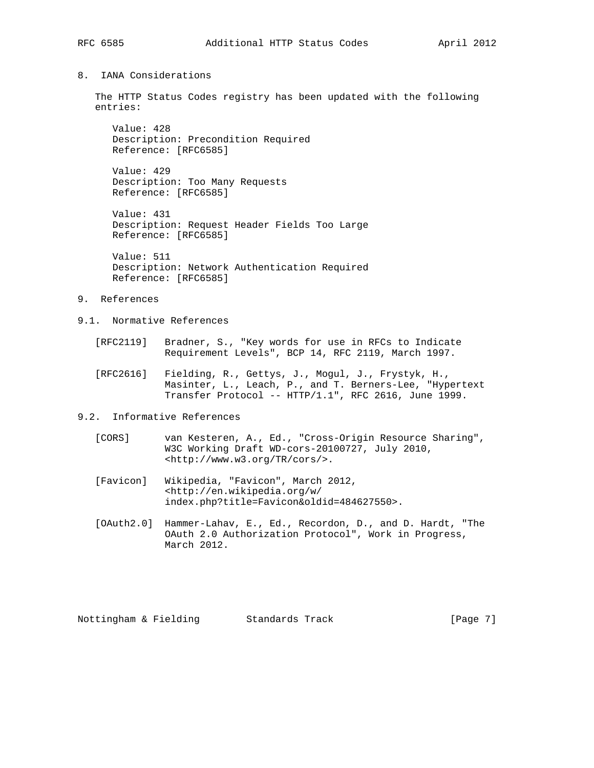## 8. IANA Considerations

The HTTP Status Codes registry has been updated with the following entries:

Value: 428
Description: Precondition Required
Reference: [RFC6585]

Value: 429
Description: Too Many Requests
Reference: [RFC6585]

Value: 431
Description: Request Header Fields Too Large
Reference: [RFC6585]

Value: 511
Description: Network Authentication Required
Reference: [RFC6585]

## 9. References

### 9.1. Normative References

[RFC2119] Bradner, S., "Key words for use in RFCs to Indicate Requirement Levels", BCP 14, RFC 2119, March 1997.

[RFC2616] Fielding, R., Gettys, J., Mogul, J., Frystyk, H., Masinter, L., Leach, P., and T. Berners-Lee, "Hypertext Transfer Protocol -- HTTP/1.1", RFC 2616, June 1999.

### 9.2. Informative References

[CORS] van Kesteren, A., Ed., "Cross-Origin Resource Sharing", W3C Working Draft WD-cors-20100727, July 2010, <http://www.w3.org/TR/cors/>.

[Favicon] Wikipedia, "Favicon", March 2012, <http://en.wikipedia.org/w/index.php?title=Favicon&oldid=484627550>.

[OAuth2.0] Hammer-Lahav, E., Ed., Recordon, D., and D. Hardt, "The OAuth 2.0 Authorization Protocol", Work in Progress, March 2012.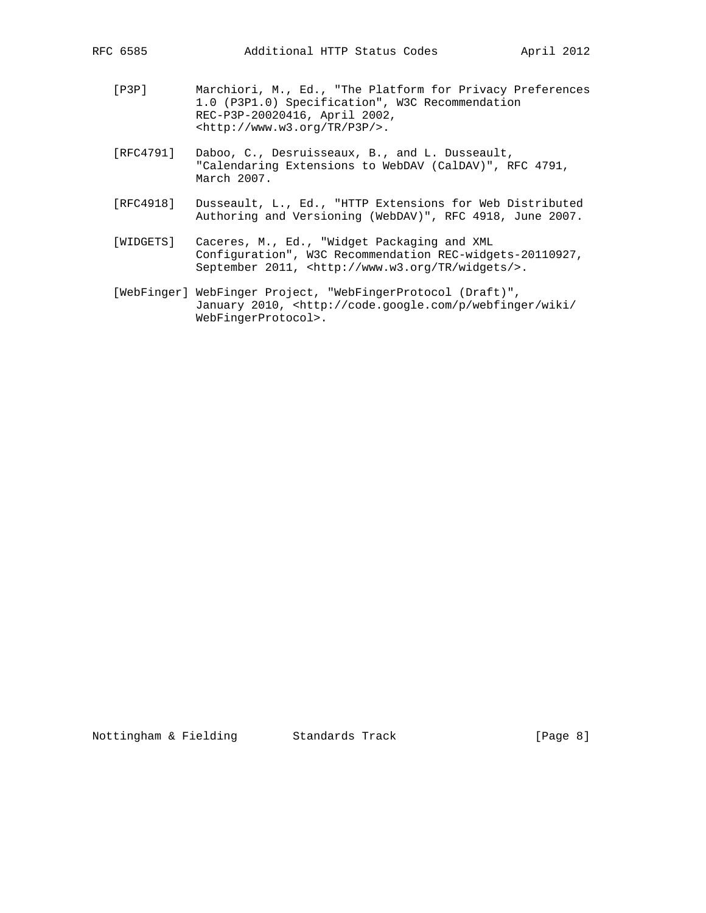[P3P] Marchiori, M., Ed., "The Platform for Privacy Preferences 1.0 (P3P1.0) Specification", W3C Recommendation REC-P3P-20020416, April 2002, <http://www.w3.org/TR/P3P/>.

[RFC4791] Daboo, C., Desruisseaux, B., and L. Dusseault, "Calendaring Extensions to WebDAV (CalDAV)", RFC 4791, March 2007.

[RFC4918] Dusseault, L., Ed., "HTTP Extensions for Web Distributed Authoring and Versioning (WebDAV)", RFC 4918, June 2007.

[WIDGETS] Caceres, M., Ed., "Widget Packaging and XML Configuration", W3C Recommendation REC-widgets-20110927, September 2011, <http://www.w3.org/TR/widgets/>.

[WebFinger] WebFinger Project, "WebFingerProtocol (Draft)", January 2010, <http://code.google.com/p/webfinger/wiki/WebFingerProtocol>.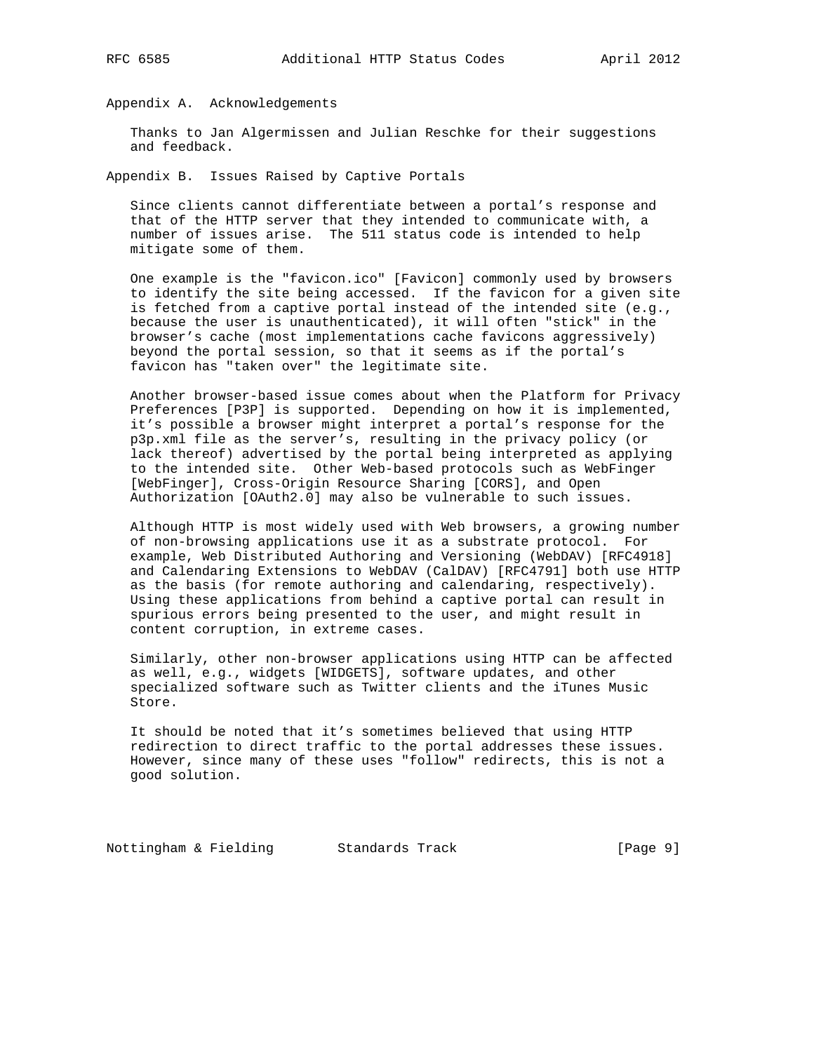## Appendix A. Acknowledgements

Thanks to Jan Algermissen and Julian Reschke for their suggestions and feedback.

## Appendix B. Issues Raised by Captive Portals

Since clients cannot differentiate between a portal's response and that of the HTTP server that they intended to communicate with, a number of issues arise. The 511 status code is intended to help mitigate some of them.

One example is the "favicon.ico" [Favicon] commonly used by browsers to identify the site being accessed. If the favicon for a given site is fetched from a captive portal instead of the intended site (e.g., because the user is unauthenticated), it will often "stick" in the browser's cache (most implementations cache favicons aggressively) beyond the portal session, so that it seems as if the portal's favicon has "taken over" the legitimate site.

Another browser-based issue comes about when the Platform for Privacy Preferences [P3P] is supported. Depending on how it is implemented, it's possible a browser might interpret a portal's response for the p3p.xml file as the server's, resulting in the privacy policy (or lack thereof) advertised by the portal being interpreted as applying to the intended site. Other Web-based protocols such as WebFinger [WebFinger], Cross-Origin Resource Sharing [CORS], and Open Authorization [OAuth2.0] may also be vulnerable to such issues.

Although HTTP is most widely used with Web browsers, a growing number of non-browsing applications use it as a substrate protocol. For example, Web Distributed Authoring and Versioning (WebDAV) [RFC4918] and Calendaring Extensions to WebDAV (CalDAV) [RFC4791] both use HTTP as the basis (for remote authoring and calendaring, respectively). Using these applications from behind a captive portal can result in spurious errors being presented to the user, and might result in content corruption, in extreme cases.

Similarly, other non-browser applications using HTTP can be affected as well, e.g., widgets [WIDGETS], software updates, and other specialized software such as Twitter clients and the iTunes Music Store.

It should be noted that it's sometimes believed that using HTTP redirection to direct traffic to the portal addresses these issues. However, since many of these uses "follow" redirects, this is not a good solution.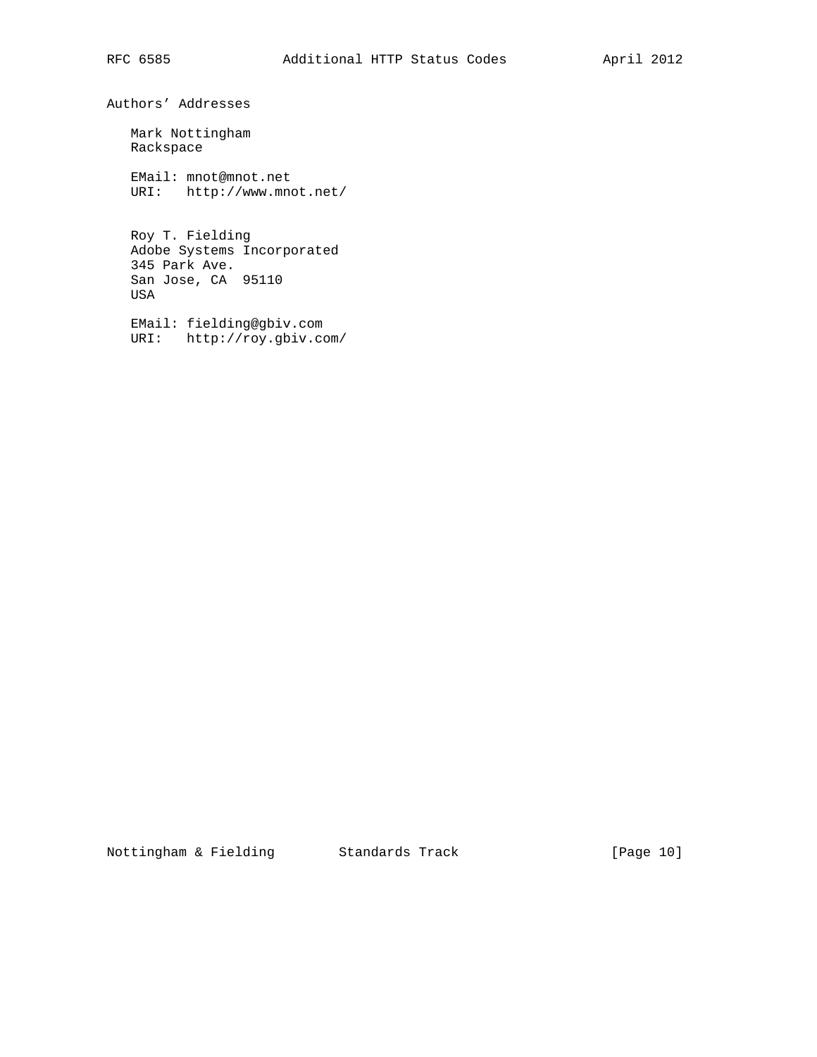## Authors' Addresses

Mark Nottingham
Rackspace

EMail: mnot@mnot.net
URI: http://www.mnot.net/

Roy T. Fielding
Adobe Systems Incorporated
345 Park Ave.
San Jose, CA 95110
USA

EMail: fielding@gbiv.com
URI: http://roy.gbiv.com/